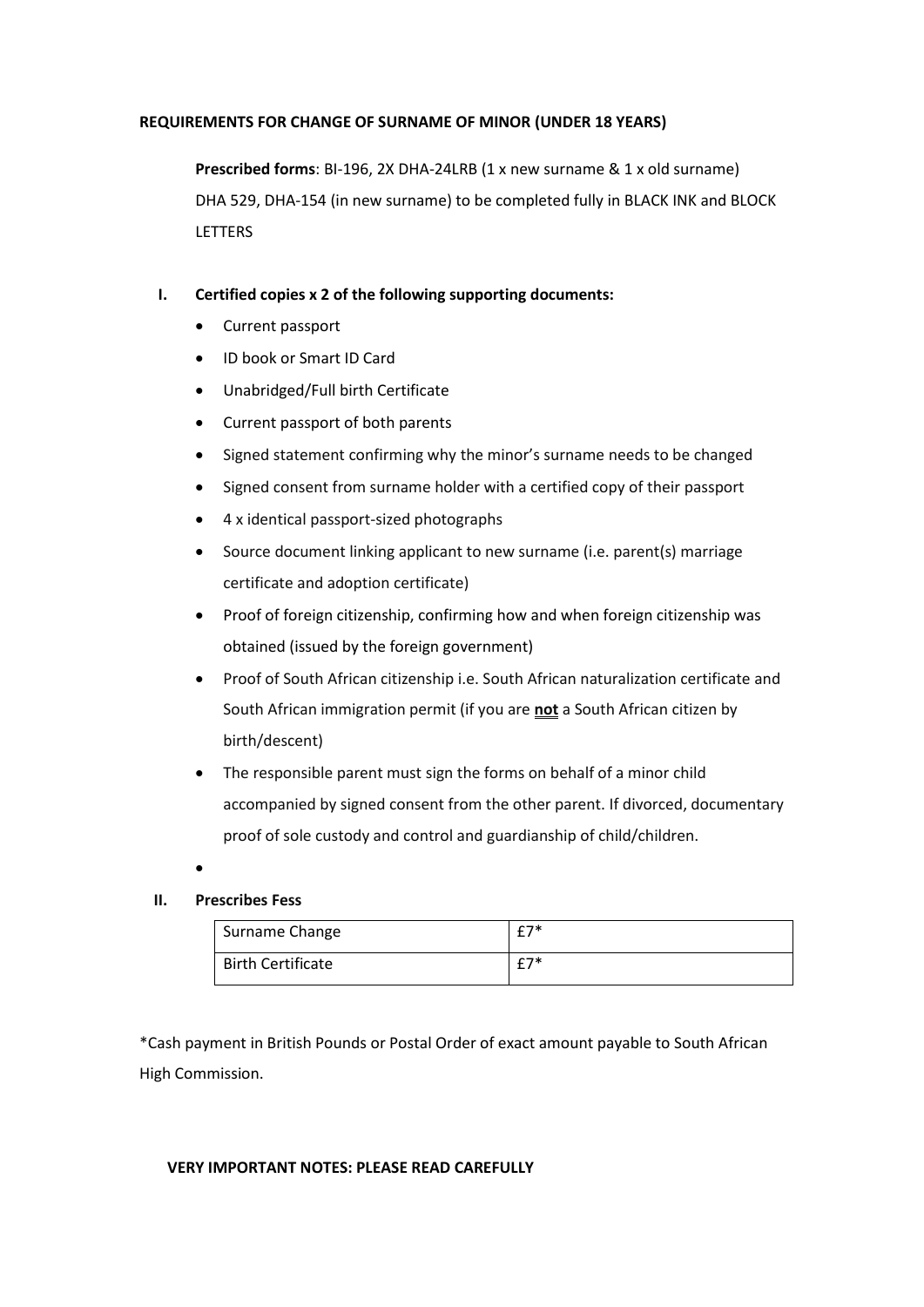**REQUIREMENTS FOR CHANGE OF SURNAME OF MINOR (UNDER 18 YEARS)**

**Prescribed forms**: BI-196, 2X DHA-24LRB (1 x new surname & 1 x old surname) DHA 529, DHA-154 (in new surname) to be completed fully in BLACK INK and BLOCK LETTERS

**I. Certified copies x 2 of the following supporting documents:**

- Current passport
- ID book or Smart ID Card
- Unabridged/Full birth Certificate
- Current passport of both parents
- Signed statement confirming why the minor's surname needs to be changed
- Signed consent from surname holder with a certified copy of their passport
- 4 x identical passport-sized photographs
- Source document linking applicant to new surname (i.e. parent(s) marriage certificate and adoption certificate)
- Proof of foreign citizenship, confirming how and when foreign citizenship was obtained (issued by the foreign government)
- Proof of South African citizenship i.e. South African naturalization certificate and South African immigration permit (if you are **<u>not</u>** a South African citizen by birth/descent)
- The responsible parent must sign the forms on behalf of a minor child accompanied by signed consent from the other parent. If divorced, documentary proof of sole custody and control and guardianship of child/children.
- 

**II. Prescribes Fess**

| Surname Change | £7* |
|---|---|
| Birth Certificate | £7* |

*Cash payment in British Pounds or Postal Order of exact amount payable to South African High Commission.

**VERY IMPORTANT NOTES: PLEASE READ CAREFULLY**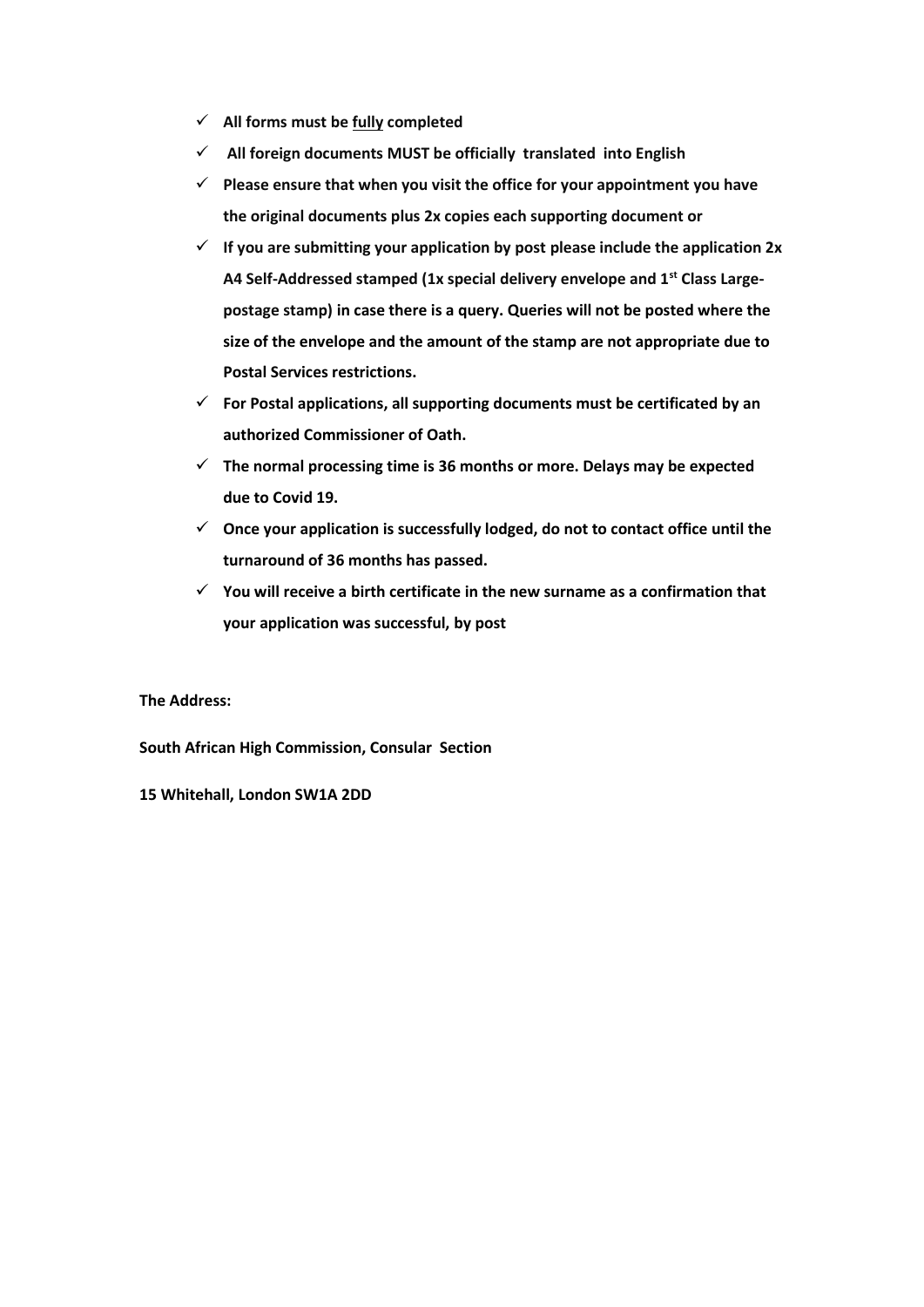- ✓ **All forms must be fully completed**
- ✓ **All foreign documents MUST be officially translated into English**
- ✓ **Please ensure that when you visit the office for your appointment you have the original documents plus 2x copies each supporting document or**
- ✓ **If you are submitting your application by post please include the application 2x A4 Self-Addressed stamped (1x special delivery envelope and 1st Class Large-postage stamp) in case there is a query. Queries will not be posted where the size of the envelope and the amount of the stamp are not appropriate due to Postal Services restrictions.**
- ✓ **For Postal applications, all supporting documents must be certificated by an authorized Commissioner of Oath.**
- ✓ **The normal processing time is 36 months or more. Delays may be expected due to Covid 19.**
- ✓ **Once your application is successfully lodged, do not to contact office until the turnaround of 36 months has passed.**
- ✓ **You will receive a birth certificate in the new surname as a confirmation that your application was successful, by post**

**The Address:**

**South African High Commission, Consular Section**

**15 Whitehall, London SW1A 2DD**